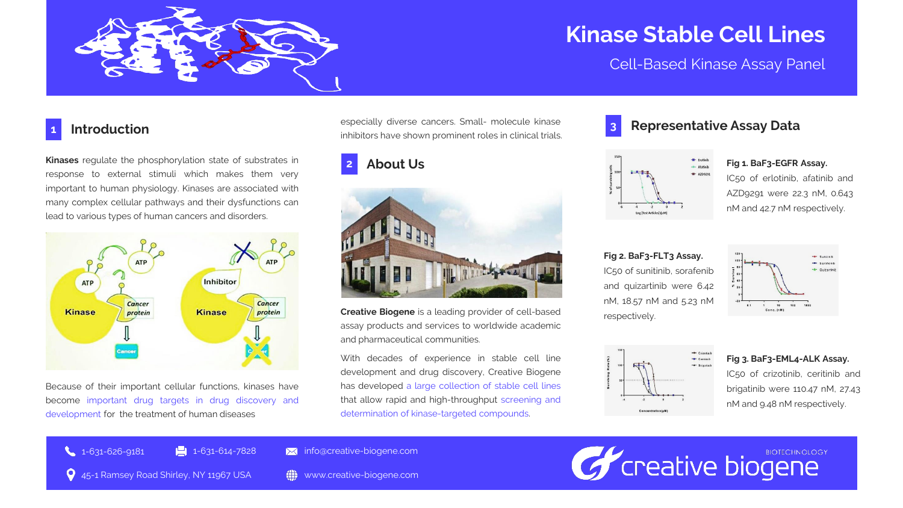# Kinase Stable Cell Lines

Cell-Based Kinase Assay Panel

## 1 Introduction

**Kinases** regulate the phosphorylation state of substrates in response to external stimuli which makes them very important to human physiology. Kinases are associated with many complex cellular pathways and their dysfunctions can lead to various types of human cancers and disorders.

Because of their important cellular functions, kinases have become important drug targets in drug discovery and development for the treatment of human diseases especially diverse cancers. Small- molecule kinase inhibitors have shown prominent roles in clinical trials.

## 2 About Us

**Creative Biogene** is a leading provider of cell-based assay products and services to worldwide academic and pharmaceutical communities.

With decades of experience in stable cell line development and drug discovery, Creative Biogene has developed a large collection of stable cell lines that allow rapid and high-throughput screening and determination of kinase-targeted compounds.

## 3 Representative Assay Data

**Fig 1. BaF3-EGFR Assay.** IC50 of erlotinib, afatinib and AZD9291 were 22.3 nM, 0.643 nM and 42.7 nM respectively.

**Fig 2. BaF3-FLT3 Assay.** IC50 of sunitinib, sorafenib and quizartinib were 6.42 nM, 18.57 nM and 5.23 nM respectively.

**Fig 3. BaF3-EML4-ALK Assay.** IC50 of crizotinib, ceritinib and brigatinib were 110.47 nM, 27.43 nM and 9.48 nM respectively.

1-631-626-9181 | 1-631-614-7828 | info@creative-biogene.com

45-1 Ramsey Road Shirley, NY 11967 USA | www.creative-biogene.com

creative biogene BIOTECHNOLOGY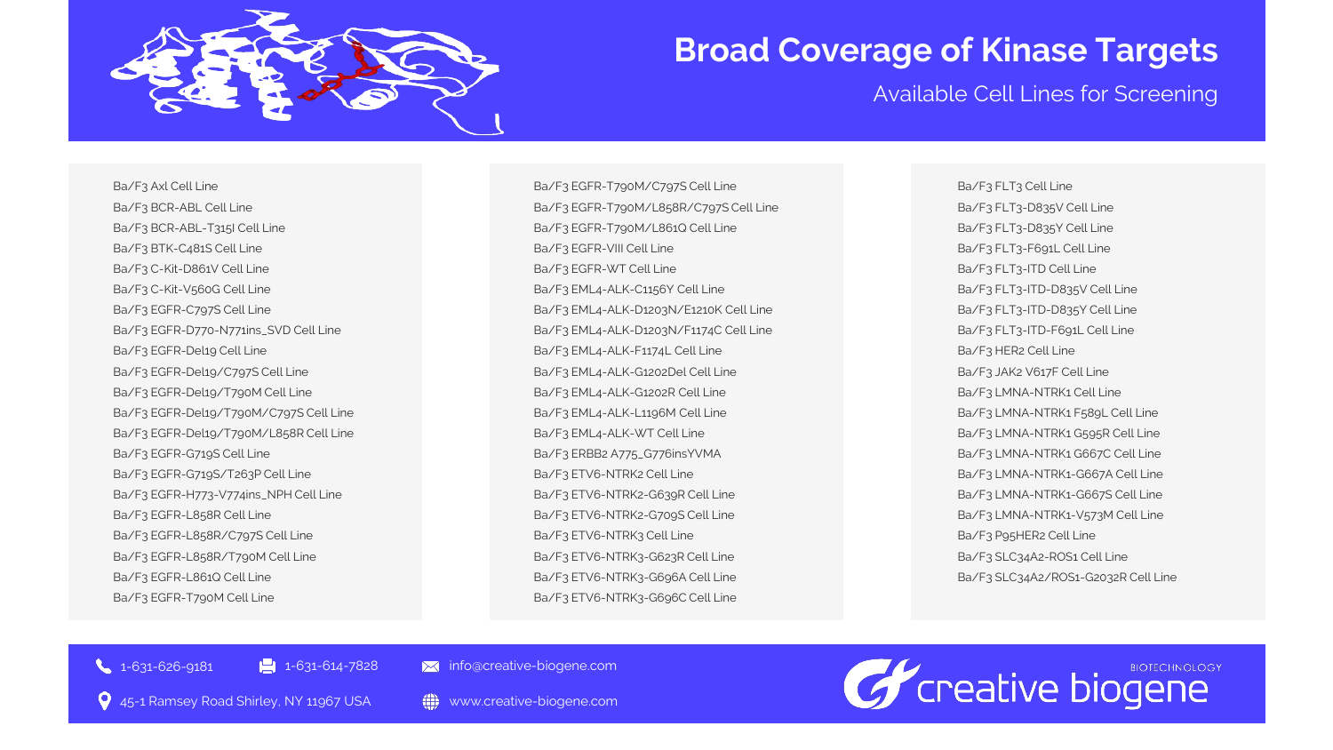# Broad Coverage of Kinase Targets

## Available Cell Lines for Screening

- Ba/F3 Axl Cell Line
- Ba/F3 BCR-ABL Cell Line
- Ba/F3 BCR-ABL-T315I Cell Line
- Ba/F3 BTK-C481S Cell Line
- Ba/F3 C-Kit-D861V Cell Line
- Ba/F3 C-Kit-V560G Cell Line
- Ba/F3 EGFR-C797S Cell Line
- Ba/F3 EGFR-D770-N771ins_SVD Cell Line
- Ba/F3 EGFR-Del19 Cell Line
- Ba/F3 EGFR-Del19/C797S Cell Line
- Ba/F3 EGFR-Del19/T790M Cell Line
- Ba/F3 EGFR-Del19/T790M/C797S Cell Line
- Ba/F3 EGFR-Del19/T790M/L858R Cell Line
- Ba/F3 EGFR-G719S Cell Line
- Ba/F3 EGFR-G719S/T263P Cell Line
- Ba/F3 EGFR-H773-V774ins_NPH Cell Line
- Ba/F3 EGFR-L858R Cell Line
- Ba/F3 EGFR-L858R/C797S Cell Line
- Ba/F3 EGFR-L858R/T790M Cell Line
- Ba/F3 EGFR-L861Q Cell Line
- Ba/F3 EGFR-T790M Cell Line
- Ba/F3 EGFR-T790M/C797S Cell Line
- Ba/F3 EGFR-T790M/L858R/C797S Cell Line
- Ba/F3 EGFR-T790M/L861Q Cell Line
- Ba/F3 EGFR-VIII Cell Line
- Ba/F3 EGFR-WT Cell Line
- Ba/F3 EML4-ALK-C1156Y Cell Line
- Ba/F3 EML4-ALK-D1203N/E1210K Cell Line
- Ba/F3 EML4-ALK-D1203N/F1174C Cell Line
- Ba/F3 EML4-ALK-F1174L Cell Line
- Ba/F3 EML4-ALK-G1202Del Cell Line
- Ba/F3 EML4-ALK-G1202R Cell Line
- Ba/F3 EML4-ALK-L1196M Cell Line
- Ba/F3 EML4-ALK-WT Cell Line
- Ba/F3 ERBB2 A775_G776insYVMA
- Ba/F3 ETV6-NTRK2 Cell Line
- Ba/F3 ETV6-NTRK2-G639R Cell Line
- Ba/F3 ETV6-NTRK2-G709S Cell Line
- Ba/F3 ETV6-NTRK3 Cell Line
- Ba/F3 ETV6-NTRK3-G623R Cell Line
- Ba/F3 ETV6-NTRK3-G696A Cell Line
- Ba/F3 ETV6-NTRK3-G696C Cell Line
- Ba/F3 FLT3 Cell Line
- Ba/F3 FLT3-D835V Cell Line
- Ba/F3 FLT3-D835Y Cell Line
- Ba/F3 FLT3-F691L Cell Line
- Ba/F3 FLT3-ITD Cell Line
- Ba/F3 FLT3-ITD-D835V Cell Line
- Ba/F3 FLT3-ITD-D835Y Cell Line
- Ba/F3 FLT3-ITD-F691L Cell Line
- Ba/F3 HER2 Cell Line
- Ba/F3 JAK2 V617F Cell Line
- Ba/F3 LMNA-NTRK1 Cell Line
- Ba/F3 LMNA-NTRK1 F589L Cell Line
- Ba/F3 LMNA-NTRK1 G595R Cell Line
- Ba/F3 LMNA-NTRK1 G667C Cell Line
- Ba/F3 LMNA-NTRK1-G667A Cell Line
- Ba/F3 LMNA-NTRK1-G667S Cell Line
- Ba/F3 LMNA-NTRK1-V573M Cell Line
- Ba/F3 P95HER2 Cell Line
- Ba/F3 SLC34A2-ROS1 Cell Line
- Ba/F3 SLC34A2/ROS1-G2032R Cell Line

1-631-626-9181 | 1-631-614-7828 | info@creative-biogene.com

45-1 Ramsey Road Shirley, NY 11967 USA | www.creative-biogene.com

creative biogene BIOTECHNOLOGY